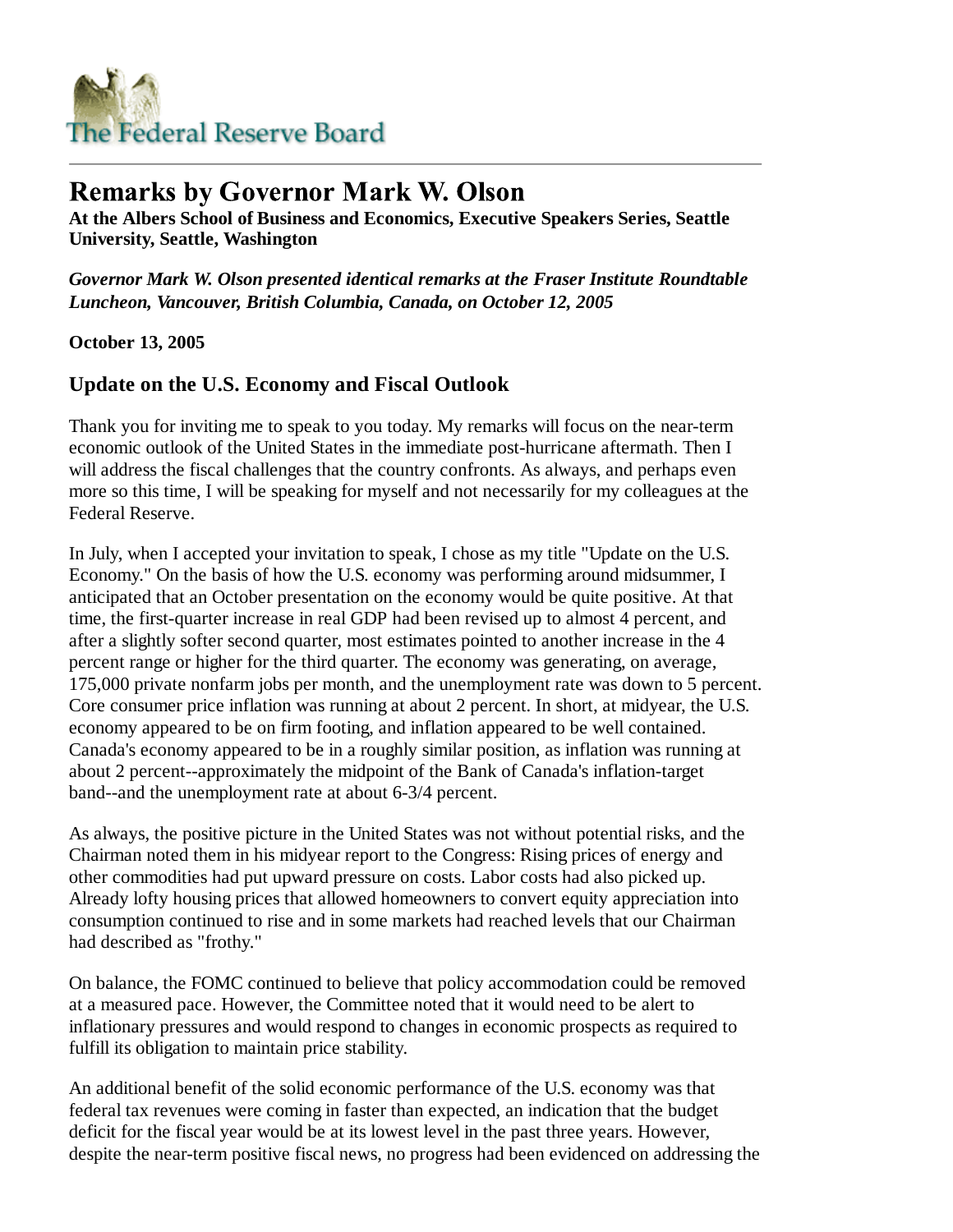# Remarks by Governor Mark W. Olson

**At the Albers School of Business and Economics, Executive Speakers Series, Seattle University, Seattle, Washington**

***Governor Mark W. Olson presented identical remarks at the Fraser Institute Roundtable Luncheon, Vancouver, British Columbia, Canada, on October 12, 2005***

**October 13, 2005**

## Update on the U.S. Economy and Fiscal Outlook

Thank you for inviting me to speak to you today. My remarks will focus on the near-term economic outlook of the United States in the immediate post-hurricane aftermath. Then I will address the fiscal challenges that the country confronts. As always, and perhaps even more so this time, I will be speaking for myself and not necessarily for my colleagues at the Federal Reserve.

In July, when I accepted your invitation to speak, I chose as my title "Update on the U.S. Economy." On the basis of how the U.S. economy was performing around midsummer, I anticipated that an October presentation on the economy would be quite positive. At that time, the first-quarter increase in real GDP had been revised up to almost 4 percent, and after a slightly softer second quarter, most estimates pointed to another increase in the 4 percent range or higher for the third quarter. The economy was generating, on average, 175,000 private nonfarm jobs per month, and the unemployment rate was down to 5 percent. Core consumer price inflation was running at about 2 percent. In short, at midyear, the U.S. economy appeared to be on firm footing, and inflation appeared to be well contained. Canada's economy appeared to be in a roughly similar position, as inflation was running at about 2 percent--approximately the midpoint of the Bank of Canada's inflation-target band--and the unemployment rate at about 6-3/4 percent.

As always, the positive picture in the United States was not without potential risks, and the Chairman noted them in his midyear report to the Congress: Rising prices of energy and other commodities had put upward pressure on costs. Labor costs had also picked up. Already lofty housing prices that allowed homeowners to convert equity appreciation into consumption continued to rise and in some markets had reached levels that our Chairman had described as "frothy."

On balance, the FOMC continued to believe that policy accommodation could be removed at a measured pace. However, the Committee noted that it would need to be alert to inflationary pressures and would respond to changes in economic prospects as required to fulfill its obligation to maintain price stability.

An additional benefit of the solid economic performance of the U.S. economy was that federal tax revenues were coming in faster than expected, an indication that the budget deficit for the fiscal year would be at its lowest level in the past three years. However, despite the near-term positive fiscal news, no progress had been evidenced on addressing the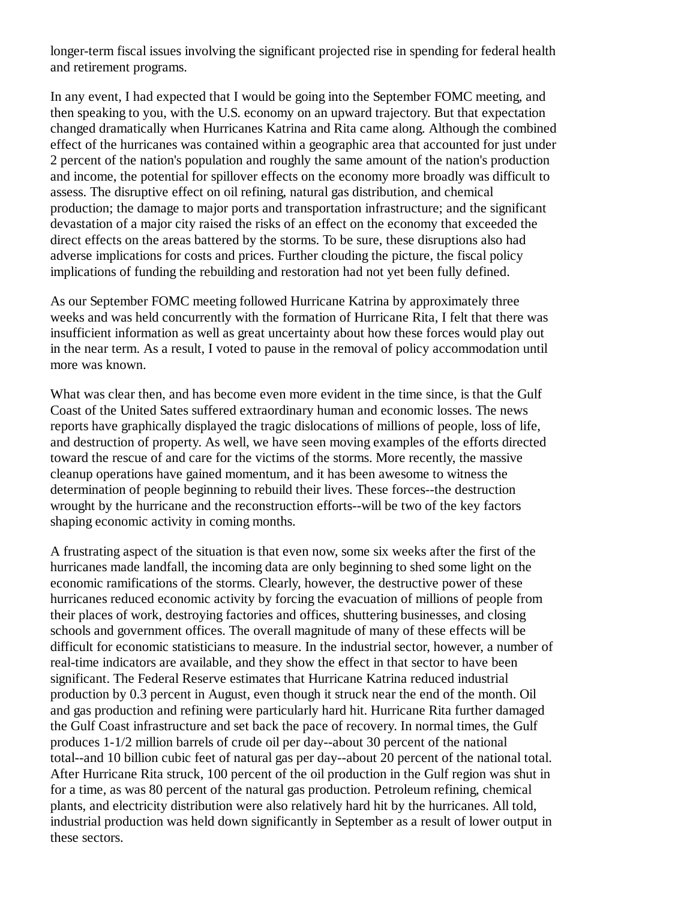longer-term fiscal issues involving the significant projected rise in spending for federal health and retirement programs.

In any event, I had expected that I would be going into the September FOMC meeting, and then speaking to you, with the U.S. economy on an upward trajectory. But that expectation changed dramatically when Hurricanes Katrina and Rita came along. Although the combined effect of the hurricanes was contained within a geographic area that accounted for just under 2 percent of the nation's population and roughly the same amount of the nation's production and income, the potential for spillover effects on the economy more broadly was difficult to assess. The disruptive effect on oil refining, natural gas distribution, and chemical production; the damage to major ports and transportation infrastructure; and the significant devastation of a major city raised the risks of an effect on the economy that exceeded the direct effects on the areas battered by the storms. To be sure, these disruptions also had adverse implications for costs and prices. Further clouding the picture, the fiscal policy implications of funding the rebuilding and restoration had not yet been fully defined.

As our September FOMC meeting followed Hurricane Katrina by approximately three weeks and was held concurrently with the formation of Hurricane Rita, I felt that there was insufficient information as well as great uncertainty about how these forces would play out in the near term. As a result, I voted to pause in the removal of policy accommodation until more was known.

What was clear then, and has become even more evident in the time since, is that the Gulf Coast of the United Sates suffered extraordinary human and economic losses. The news reports have graphically displayed the tragic dislocations of millions of people, loss of life, and destruction of property. As well, we have seen moving examples of the efforts directed toward the rescue of and care for the victims of the storms. More recently, the massive cleanup operations have gained momentum, and it has been awesome to witness the determination of people beginning to rebuild their lives. These forces--the destruction wrought by the hurricane and the reconstruction efforts--will be two of the key factors shaping economic activity in coming months.

A frustrating aspect of the situation is that even now, some six weeks after the first of the hurricanes made landfall, the incoming data are only beginning to shed some light on the economic ramifications of the storms. Clearly, however, the destructive power of these hurricanes reduced economic activity by forcing the evacuation of millions of people from their places of work, destroying factories and offices, shuttering businesses, and closing schools and government offices. The overall magnitude of many of these effects will be difficult for economic statisticians to measure. In the industrial sector, however, a number of real-time indicators are available, and they show the effect in that sector to have been significant. The Federal Reserve estimates that Hurricane Katrina reduced industrial production by 0.3 percent in August, even though it struck near the end of the month. Oil and gas production and refining were particularly hard hit. Hurricane Rita further damaged the Gulf Coast infrastructure and set back the pace of recovery. In normal times, the Gulf produces 1-1/2 million barrels of crude oil per day--about 30 percent of the national total--and 10 billion cubic feet of natural gas per day--about 20 percent of the national total. After Hurricane Rita struck, 100 percent of the oil production in the Gulf region was shut in for a time, as was 80 percent of the natural gas production. Petroleum refining, chemical plants, and electricity distribution were also relatively hard hit by the hurricanes. All told, industrial production was held down significantly in September as a result of lower output in these sectors.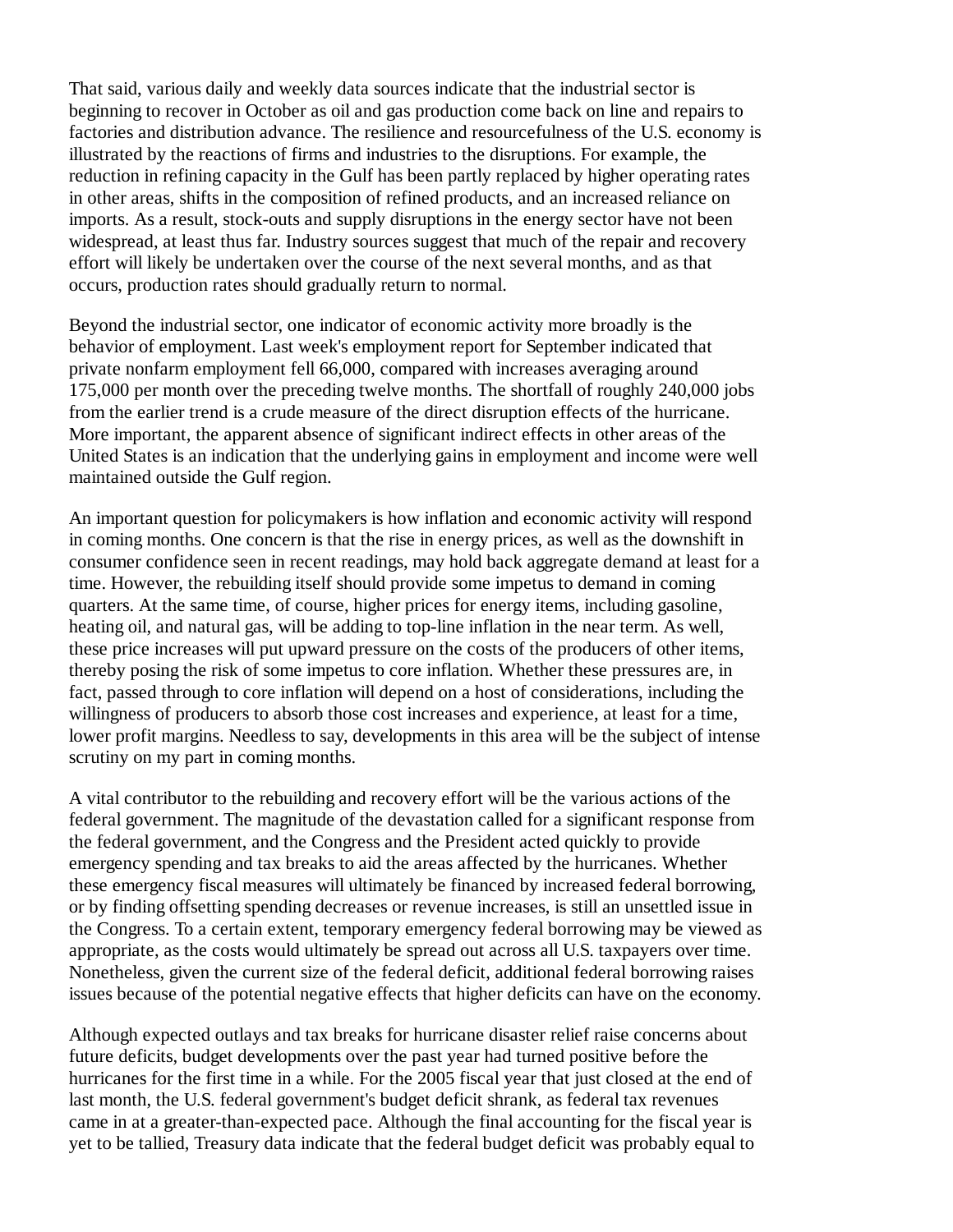That said, various daily and weekly data sources indicate that the industrial sector is beginning to recover in October as oil and gas production come back on line and repairs to factories and distribution advance. The resilience and resourcefulness of the U.S. economy is illustrated by the reactions of firms and industries to the disruptions. For example, the reduction in refining capacity in the Gulf has been partly replaced by higher operating rates in other areas, shifts in the composition of refined products, and an increased reliance on imports. As a result, stock-outs and supply disruptions in the energy sector have not been widespread, at least thus far. Industry sources suggest that much of the repair and recovery effort will likely be undertaken over the course of the next several months, and as that occurs, production rates should gradually return to normal.

Beyond the industrial sector, one indicator of economic activity more broadly is the behavior of employment. Last week's employment report for September indicated that private nonfarm employment fell 66,000, compared with increases averaging around 175,000 per month over the preceding twelve months. The shortfall of roughly 240,000 jobs from the earlier trend is a crude measure of the direct disruption effects of the hurricane. More important, the apparent absence of significant indirect effects in other areas of the United States is an indication that the underlying gains in employment and income were well maintained outside the Gulf region.

An important question for policymakers is how inflation and economic activity will respond in coming months. One concern is that the rise in energy prices, as well as the downshift in consumer confidence seen in recent readings, may hold back aggregate demand at least for a time. However, the rebuilding itself should provide some impetus to demand in coming quarters. At the same time, of course, higher prices for energy items, including gasoline, heating oil, and natural gas, will be adding to top-line inflation in the near term. As well, these price increases will put upward pressure on the costs of the producers of other items, thereby posing the risk of some impetus to core inflation. Whether these pressures are, in fact, passed through to core inflation will depend on a host of considerations, including the willingness of producers to absorb those cost increases and experience, at least for a time, lower profit margins. Needless to say, developments in this area will be the subject of intense scrutiny on my part in coming months.

A vital contributor to the rebuilding and recovery effort will be the various actions of the federal government. The magnitude of the devastation called for a significant response from the federal government, and the Congress and the President acted quickly to provide emergency spending and tax breaks to aid the areas affected by the hurricanes. Whether these emergency fiscal measures will ultimately be financed by increased federal borrowing, or by finding offsetting spending decreases or revenue increases, is still an unsettled issue in the Congress. To a certain extent, temporary emergency federal borrowing may be viewed as appropriate, as the costs would ultimately be spread out across all U.S. taxpayers over time. Nonetheless, given the current size of the federal deficit, additional federal borrowing raises issues because of the potential negative effects that higher deficits can have on the economy.

Although expected outlays and tax breaks for hurricane disaster relief raise concerns about future deficits, budget developments over the past year had turned positive before the hurricanes for the first time in a while. For the 2005 fiscal year that just closed at the end of last month, the U.S. federal government's budget deficit shrank, as federal tax revenues came in at a greater-than-expected pace. Although the final accounting for the fiscal year is yet to be tallied, Treasury data indicate that the federal budget deficit was probably equal to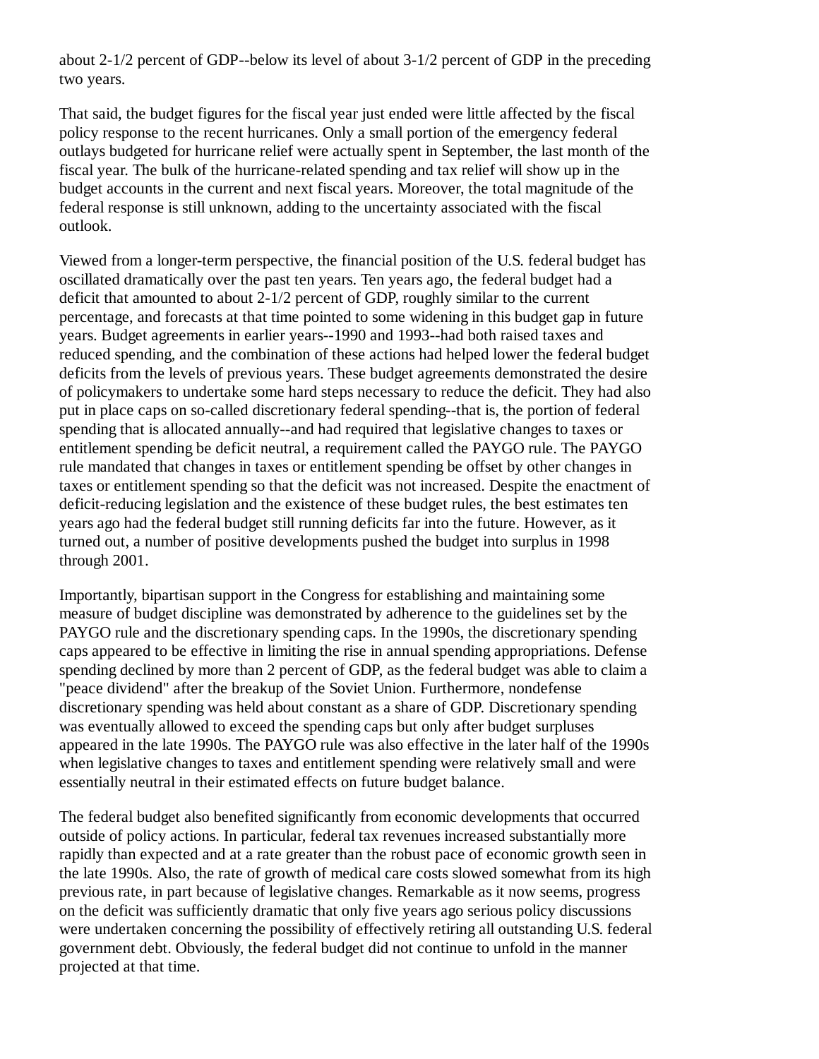about 2-1/2 percent of GDP--below its level of about 3-1/2 percent of GDP in the preceding two years.

That said, the budget figures for the fiscal year just ended were little affected by the fiscal policy response to the recent hurricanes. Only a small portion of the emergency federal outlays budgeted for hurricane relief were actually spent in September, the last month of the fiscal year. The bulk of the hurricane-related spending and tax relief will show up in the budget accounts in the current and next fiscal years. Moreover, the total magnitude of the federal response is still unknown, adding to the uncertainty associated with the fiscal outlook.

Viewed from a longer-term perspective, the financial position of the U.S. federal budget has oscillated dramatically over the past ten years. Ten years ago, the federal budget had a deficit that amounted to about 2-1/2 percent of GDP, roughly similar to the current percentage, and forecasts at that time pointed to some widening in this budget gap in future years. Budget agreements in earlier years--1990 and 1993--had both raised taxes and reduced spending, and the combination of these actions had helped lower the federal budget deficits from the levels of previous years. These budget agreements demonstrated the desire of policymakers to undertake some hard steps necessary to reduce the deficit. They had also put in place caps on so-called discretionary federal spending--that is, the portion of federal spending that is allocated annually--and had required that legislative changes to taxes or entitlement spending be deficit neutral, a requirement called the PAYGO rule. The PAYGO rule mandated that changes in taxes or entitlement spending be offset by other changes in taxes or entitlement spending so that the deficit was not increased. Despite the enactment of deficit-reducing legislation and the existence of these budget rules, the best estimates ten years ago had the federal budget still running deficits far into the future. However, as it turned out, a number of positive developments pushed the budget into surplus in 1998 through 2001.

Importantly, bipartisan support in the Congress for establishing and maintaining some measure of budget discipline was demonstrated by adherence to the guidelines set by the PAYGO rule and the discretionary spending caps. In the 1990s, the discretionary spending caps appeared to be effective in limiting the rise in annual spending appropriations. Defense spending declined by more than 2 percent of GDP, as the federal budget was able to claim a "peace dividend" after the breakup of the Soviet Union. Furthermore, nondefense discretionary spending was held about constant as a share of GDP. Discretionary spending was eventually allowed to exceed the spending caps but only after budget surpluses appeared in the late 1990s. The PAYGO rule was also effective in the later half of the 1990s when legislative changes to taxes and entitlement spending were relatively small and were essentially neutral in their estimated effects on future budget balance.

The federal budget also benefited significantly from economic developments that occurred outside of policy actions. In particular, federal tax revenues increased substantially more rapidly than expected and at a rate greater than the robust pace of economic growth seen in the late 1990s. Also, the rate of growth of medical care costs slowed somewhat from its high previous rate, in part because of legislative changes. Remarkable as it now seems, progress on the deficit was sufficiently dramatic that only five years ago serious policy discussions were undertaken concerning the possibility of effectively retiring all outstanding U.S. federal government debt. Obviously, the federal budget did not continue to unfold in the manner projected at that time.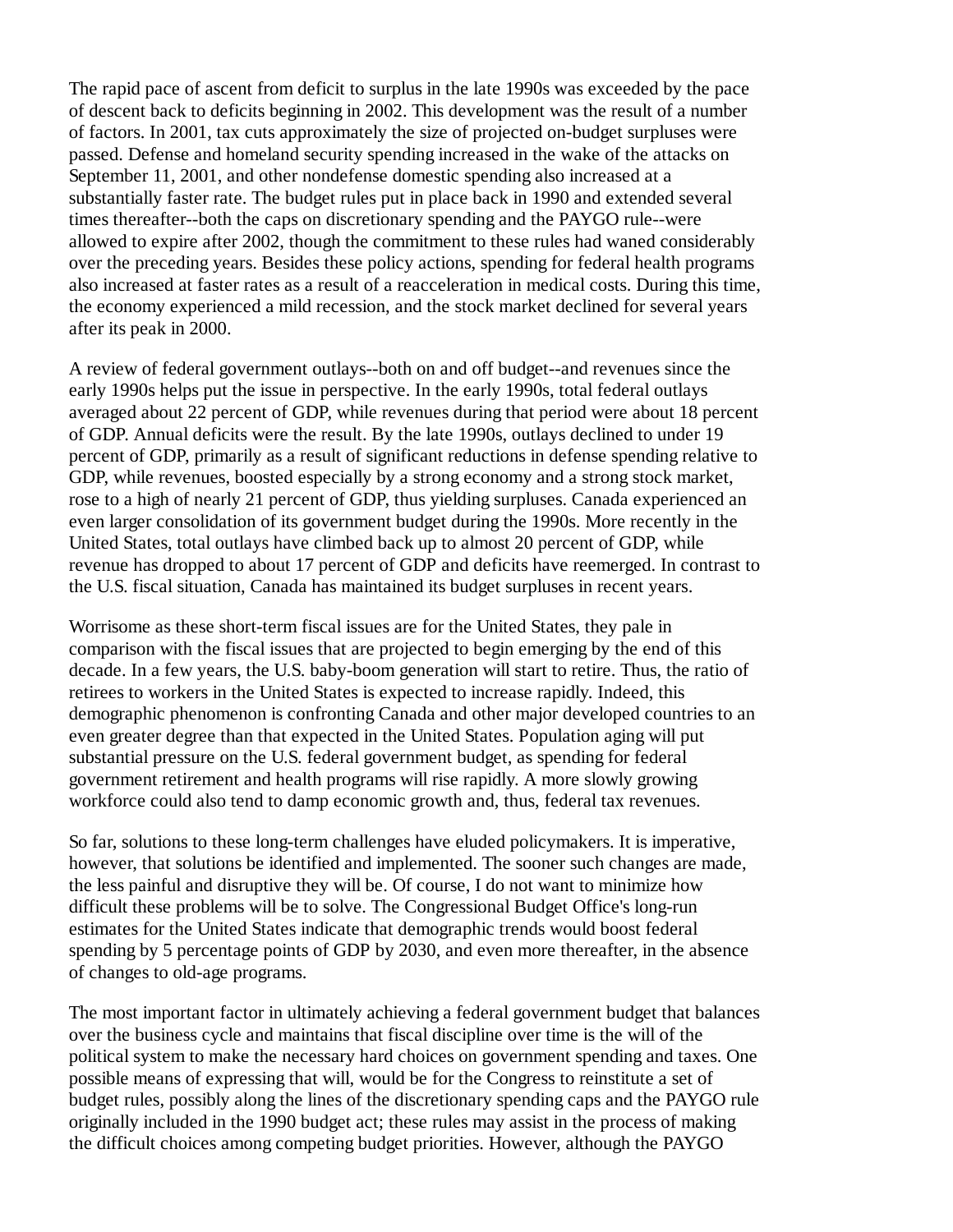The rapid pace of ascent from deficit to surplus in the late 1990s was exceeded by the pace of descent back to deficits beginning in 2002. This development was the result of a number of factors. In 2001, tax cuts approximately the size of projected on-budget surpluses were passed. Defense and homeland security spending increased in the wake of the attacks on September 11, 2001, and other nondefense domestic spending also increased at a substantially faster rate. The budget rules put in place back in 1990 and extended several times thereafter--both the caps on discretionary spending and the PAYGO rule--were allowed to expire after 2002, though the commitment to these rules had waned considerably over the preceding years. Besides these policy actions, spending for federal health programs also increased at faster rates as a result of a reacceleration in medical costs. During this time, the economy experienced a mild recession, and the stock market declined for several years after its peak in 2000.

A review of federal government outlays--both on and off budget--and revenues since the early 1990s helps put the issue in perspective. In the early 1990s, total federal outlays averaged about 22 percent of GDP, while revenues during that period were about 18 percent of GDP. Annual deficits were the result. By the late 1990s, outlays declined to under 19 percent of GDP, primarily as a result of significant reductions in defense spending relative to GDP, while revenues, boosted especially by a strong economy and a strong stock market, rose to a high of nearly 21 percent of GDP, thus yielding surpluses. Canada experienced an even larger consolidation of its government budget during the 1990s. More recently in the United States, total outlays have climbed back up to almost 20 percent of GDP, while revenue has dropped to about 17 percent of GDP and deficits have reemerged. In contrast to the U.S. fiscal situation, Canada has maintained its budget surpluses in recent years.

Worrisome as these short-term fiscal issues are for the United States, they pale in comparison with the fiscal issues that are projected to begin emerging by the end of this decade. In a few years, the U.S. baby-boom generation will start to retire. Thus, the ratio of retirees to workers in the United States is expected to increase rapidly. Indeed, this demographic phenomenon is confronting Canada and other major developed countries to an even greater degree than that expected in the United States. Population aging will put substantial pressure on the U.S. federal government budget, as spending for federal government retirement and health programs will rise rapidly. A more slowly growing workforce could also tend to damp economic growth and, thus, federal tax revenues.

So far, solutions to these long-term challenges have eluded policymakers. It is imperative, however, that solutions be identified and implemented. The sooner such changes are made, the less painful and disruptive they will be. Of course, I do not want to minimize how difficult these problems will be to solve. The Congressional Budget Office's long-run estimates for the United States indicate that demographic trends would boost federal spending by 5 percentage points of GDP by 2030, and even more thereafter, in the absence of changes to old-age programs.

The most important factor in ultimately achieving a federal government budget that balances over the business cycle and maintains that fiscal discipline over time is the will of the political system to make the necessary hard choices on government spending and taxes. One possible means of expressing that will, would be for the Congress to reinstitute a set of budget rules, possibly along the lines of the discretionary spending caps and the PAYGO rule originally included in the 1990 budget act; these rules may assist in the process of making the difficult choices among competing budget priorities. However, although the PAYGO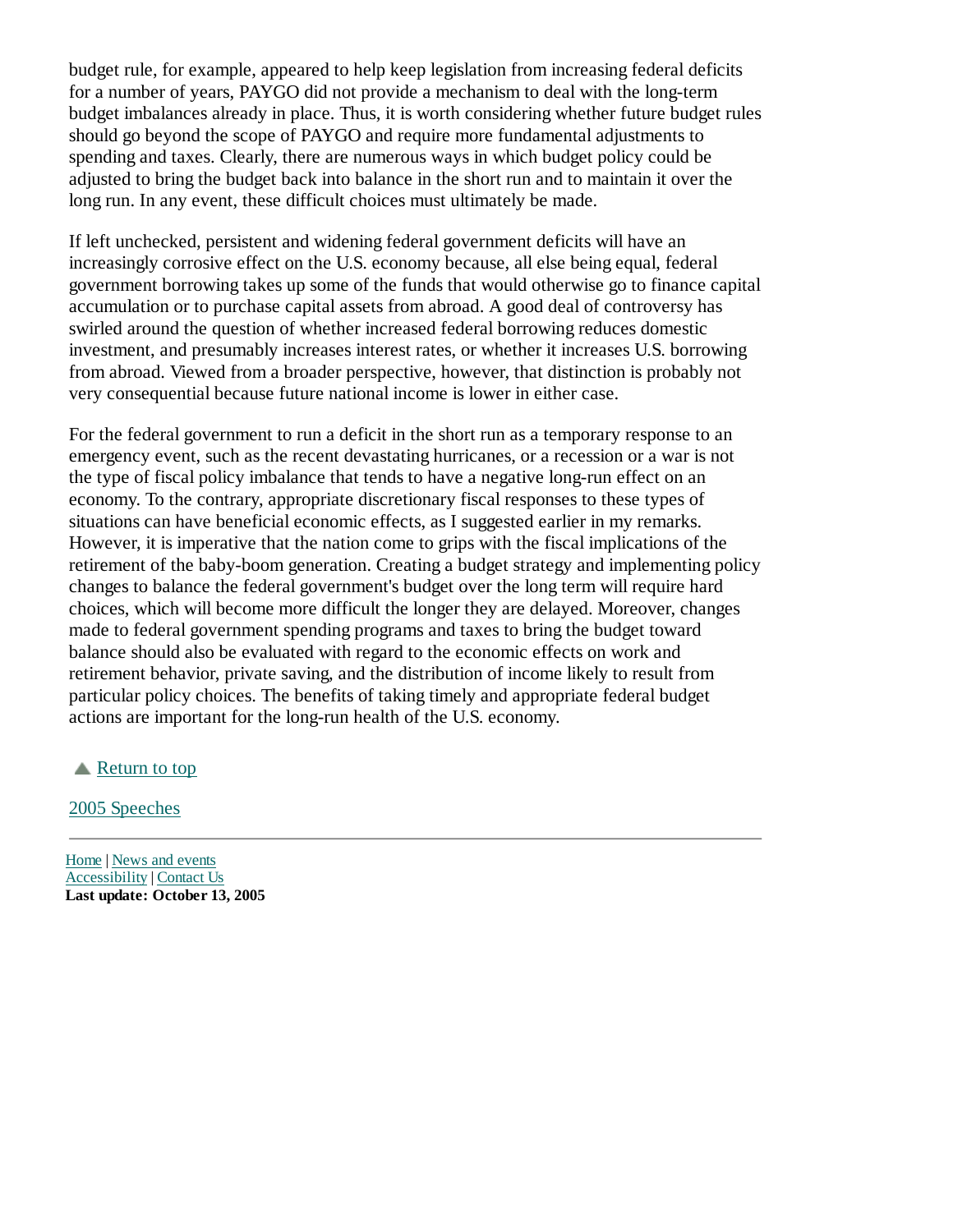budget rule, for example, appeared to help keep legislation from increasing federal deficits for a number of years, PAYGO did not provide a mechanism to deal with the long-term budget imbalances already in place. Thus, it is worth considering whether future budget rules should go beyond the scope of PAYGO and require more fundamental adjustments to spending and taxes. Clearly, there are numerous ways in which budget policy could be adjusted to bring the budget back into balance in the short run and to maintain it over the long run. In any event, these difficult choices must ultimately be made.

If left unchecked, persistent and widening federal government deficits will have an increasingly corrosive effect on the U.S. economy because, all else being equal, federal government borrowing takes up some of the funds that would otherwise go to finance capital accumulation or to purchase capital assets from abroad. A good deal of controversy has swirled around the question of whether increased federal borrowing reduces domestic investment, and presumably increases interest rates, or whether it increases U.S. borrowing from abroad. Viewed from a broader perspective, however, that distinction is probably not very consequential because future national income is lower in either case.

For the federal government to run a deficit in the short run as a temporary response to an emergency event, such as the recent devastating hurricanes, or a recession or a war is not the type of fiscal policy imbalance that tends to have a negative long-run effect on an economy. To the contrary, appropriate discretionary fiscal responses to these types of situations can have beneficial economic effects, as I suggested earlier in my remarks. However, it is imperative that the nation come to grips with the fiscal implications of the retirement of the baby-boom generation. Creating a budget strategy and implementing policy changes to balance the federal government's budget over the long term will require hard choices, which will become more difficult the longer they are delayed. Moreover, changes made to federal government spending programs and taxes to bring the budget toward balance should also be evaluated with regard to the economic effects on work and retirement behavior, private saving, and the distribution of income likely to result from particular policy choices. The benefits of taking timely and appropriate federal budget actions are important for the long-run health of the U.S. economy.

Return to top

2005 Speeches

---

Home | News and events
Accessibility | Contact Us
**Last update: October 13, 2005**